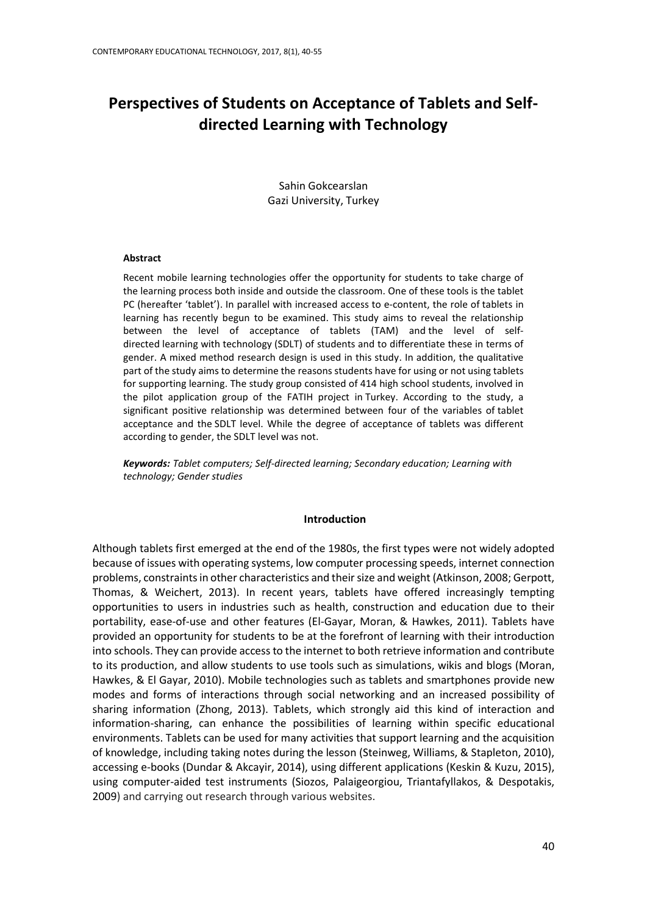# Perspectives of Students on Acceptance of Tablets and Self-directed Learning with Technology

Sahin Gokcearslan
Gazi University, Turkey

### Abstract

Recent mobile learning technologies offer the opportunity for students to take charge of the learning process both inside and outside the classroom. One of these tools is the tablet PC (hereafter 'tablet'). In parallel with increased access to e-content, the role of tablets in learning has recently begun to be examined. This study aims to reveal the relationship between the level of acceptance of tablets (TAM) and the level of self-directed learning with technology (SDLT) of students and to differentiate these in terms of gender. A mixed method research design is used in this study. In addition, the qualitative part of the study aims to determine the reasons students have for using or not using tablets for supporting learning. The study group consisted of 414 high school students, involved in the pilot application group of the FATIH project in Turkey. According to the study, a significant positive relationship was determined between four of the variables of tablet acceptance and the SDLT level. While the degree of acceptance of tablets was different according to gender, the SDLT level was not.

***Keywords:*** *Tablet computers; Self-directed learning; Secondary education; Learning with technology; Gender studies*

## Introduction

Although tablets first emerged at the end of the 1980s, the first types were not widely adopted because of issues with operating systems, low computer processing speeds, internet connection problems, constraints in other characteristics and their size and weight (Atkinson, 2008; Gerpott, Thomas, & Weichert, 2013). In recent years, tablets have offered increasingly tempting opportunities to users in industries such as health, construction and education due to their portability, ease-of-use and other features (El-Gayar, Moran, & Hawkes, 2011). Tablets have provided an opportunity for students to be at the forefront of learning with their introduction into schools. They can provide access to the internet to both retrieve information and contribute to its production, and allow students to use tools such as simulations, wikis and blogs (Moran, Hawkes, & El Gayar, 2010). Mobile technologies such as tablets and smartphones provide new modes and forms of interactions through social networking and an increased possibility of sharing information (Zhong, 2013). Tablets, which strongly aid this kind of interaction and information-sharing, can enhance the possibilities of learning within specific educational environments. Tablets can be used for many activities that support learning and the acquisition of knowledge, including taking notes during the lesson (Steinweg, Williams, & Stapleton, 2010), accessing e-books (Dundar & Akcayir, 2014), using different applications (Keskin & Kuzu, 2015), using computer-aided test instruments (Siozos, Palaigeorgiou, Triantafyllakos, & Despotakis, 2009) and carrying out research through various websites.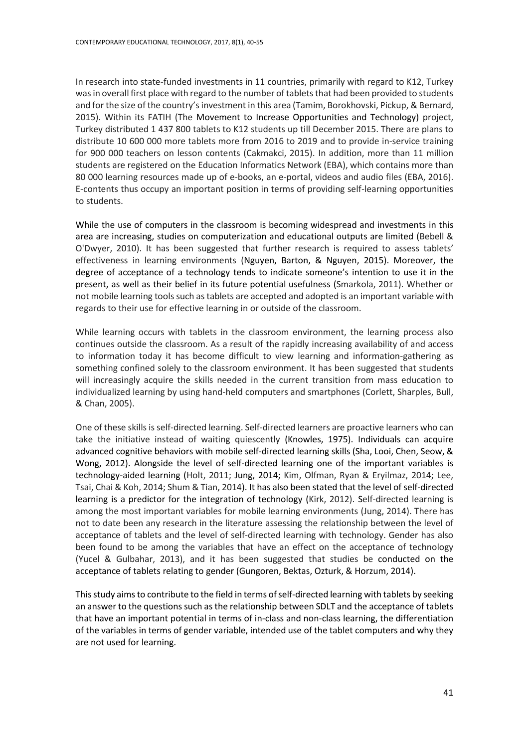In research into state-funded investments in 11 countries, primarily with regard to K12, Turkey was in overall first place with regard to the number of tablets that had been provided to students and for the size of the country's investment in this area (Tamim, Borokhovski, Pickup, & Bernard, 2015). Within its FATIH (The Movement to Increase Opportunities and Technology) project, Turkey distributed 1 437 800 tablets to K12 students up till December 2015. There are plans to distribute 10 600 000 more tablets more from 2016 to 2019 and to provide in-service training for 900 000 teachers on lesson contents (Cakmakci, 2015). In addition, more than 11 million students are registered on the Education Informatics Network (EBA), which contains more than 80 000 learning resources made up of e-books, an e-portal, videos and audio files (EBA, 2016). E-contents thus occupy an important position in terms of providing self-learning opportunities to students.

While the use of computers in the classroom is becoming widespread and investments in this area are increasing, studies on computerization and educational outputs are limited (Bebell & O'Dwyer, 2010). It has been suggested that further research is required to assess tablets' effectiveness in learning environments (Nguyen, Barton, & Nguyen, 2015). Moreover, the degree of acceptance of a technology tends to indicate someone's intention to use it in the present, as well as their belief in its future potential usefulness (Smarkola, 2011). Whether or not mobile learning tools such as tablets are accepted and adopted is an important variable with regards to their use for effective learning in or outside of the classroom.

While learning occurs with tablets in the classroom environment, the learning process also continues outside the classroom. As a result of the rapidly increasing availability of and access to information today it has become difficult to view learning and information-gathering as something confined solely to the classroom environment. It has been suggested that students will increasingly acquire the skills needed in the current transition from mass education to individualized learning by using hand-held computers and smartphones (Corlett, Sharples, Bull, & Chan, 2005).

One of these skills is self-directed learning. Self-directed learners are proactive learners who can take the initiative instead of waiting quiescently (Knowles, 1975). Individuals can acquire advanced cognitive behaviors with mobile self-directed learning skills (Sha, Looi, Chen, Seow, & Wong, 2012). Alongside the level of self-directed learning one of the important variables is technology-aided learning (Holt, 2011; Jung, 2014; Kim, Olfman, Ryan & Eryilmaz, 2014; Lee, Tsai, Chai & Koh, 2014; Shum & Tian, 2014). It has also been stated that the level of self-directed learning is a predictor for the integration of technology (Kirk, 2012). Self-directed learning is among the most important variables for mobile learning environments (Jung, 2014). There has not to date been any research in the literature assessing the relationship between the level of acceptance of tablets and the level of self-directed learning with technology. Gender has also been found to be among the variables that have an effect on the acceptance of technology (Yucel & Gulbahar, 2013), and it has been suggested that studies be conducted on the acceptance of tablets relating to gender (Gungoren, Bektas, Ozturk, & Horzum, 2014).

This study aims to contribute to the field in terms of self-directed learning with tablets by seeking an answer to the questions such as the relationship between SDLT and the acceptance of tablets that have an important potential in terms of in-class and non-class learning, the differentiation of the variables in terms of gender variable, intended use of the tablet computers and why they are not used for learning.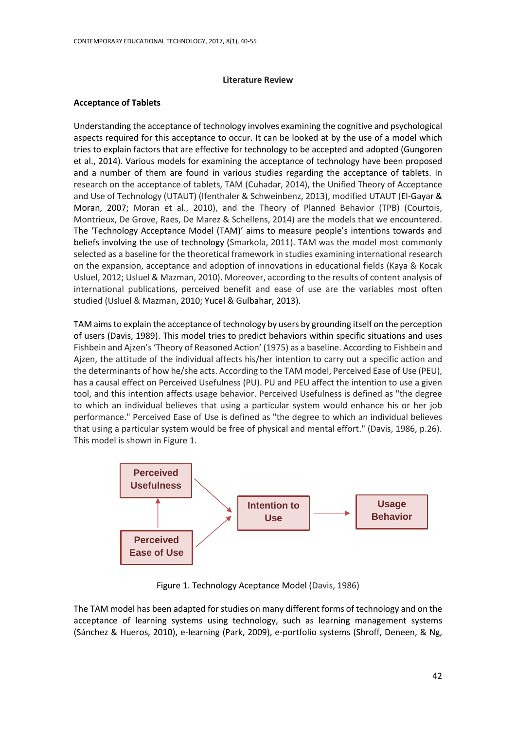## Literature Review

### Acceptance of Tablets

Understanding the acceptance of technology involves examining the cognitive and psychological aspects required for this acceptance to occur. It can be looked at by the use of a model which tries to explain factors that are effective for technology to be accepted and adopted (Gungoren et al., 2014). Various models for examining the acceptance of technology have been proposed and a number of them are found in various studies regarding the acceptance of tablets. In research on the acceptance of tablets, TAM (Cuhadar, 2014), the Unified Theory of Acceptance and Use of Technology (UTAUT) (Ifenthaler & Schweinbenz, 2013), modified UTAUT (El-Gayar & Moran, 2007; Moran et al., 2010), and the Theory of Planned Behavior (TPB) (Courtois, Montrieux, De Grove, Raes, De Marez & Schellens, 2014) are the models that we encountered. The 'Technology Acceptance Model (TAM)' aims to measure people's intentions towards and beliefs involving the use of technology (Smarkola, 2011). TAM was the model most commonly selected as a baseline for the theoretical framework in studies examining international research on the expansion, acceptance and adoption of innovations in educational fields (Kaya & Kocak Usluel, 2012; Usluel & Mazman, 2010). Moreover, according to the results of content analysis of international publications, perceived benefit and ease of use are the variables most often studied (Usluel & Mazman, 2010; Yucel & Gulbahar, 2013).

TAM aims to explain the acceptance of technology by users by grounding itself on the perception of users (Davis, 1989). This model tries to predict behaviors within specific situations and uses Fishbein and Ajzen's 'Theory of Reasoned Action' (1975) as a baseline. According to Fishbein and Ajzen, the attitude of the individual affects his/her intention to carry out a specific action and the determinants of how he/she acts. According to the TAM model, Perceived Ease of Use (PEU), has a causal effect on Perceived Usefulness (PU). PU and PEU affect the intention to use a given tool, and this intention affects usage behavior. Perceived Usefulness is defined as "the degree to which an individual believes that using a particular system would enhance his or her job performance." Perceived Ease of Use is defined as "the degree to which an individual believes that using a particular system would be free of physical and mental effort." (Davis, 1986, p.26). This model is shown in Figure 1.

Perceived Usefulness → Intention to Use
Perceived Ease of Use → Perceived Usefulness
Perceived Ease of Use → Intention to Use
Intention to Use → Usage Behavior

Figure 1. Technology Aceptance Model (Davis, 1986)

The TAM model has been adapted for studies on many different forms of technology and on the acceptance of learning systems using technology, such as learning management systems (Sánchez & Hueros, 2010), e-learning (Park, 2009), e-portfolio systems (Shroff, Deneen, & Ng,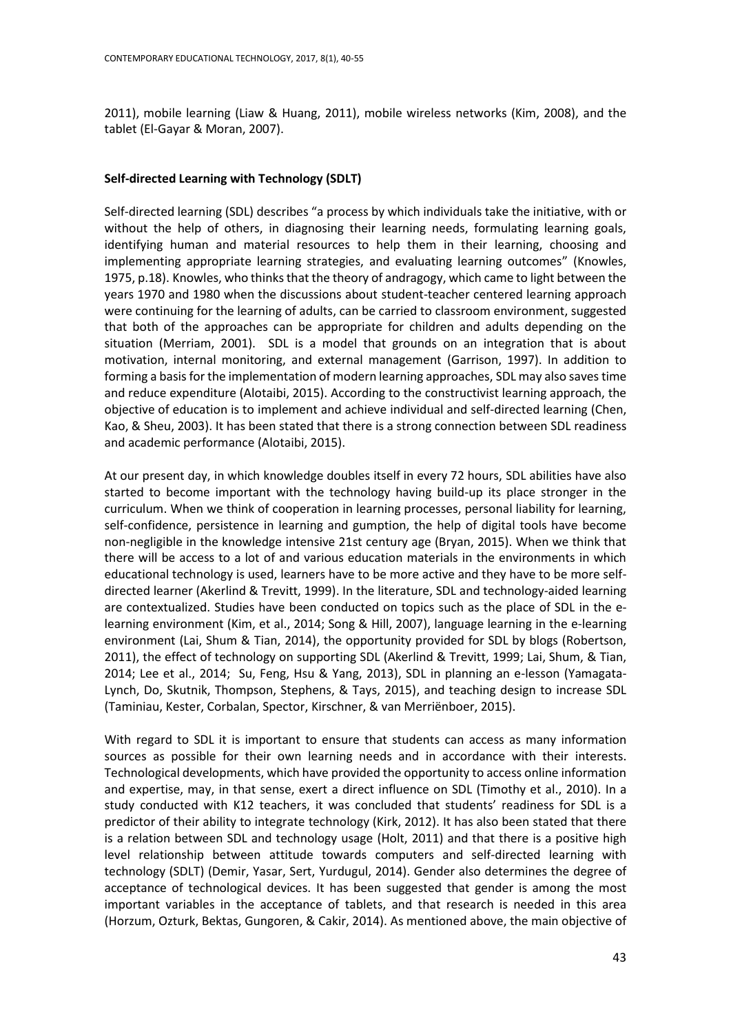2011), mobile learning (Liaw & Huang, 2011), mobile wireless networks (Kim, 2008), and the tablet (El-Gayar & Moran, 2007).

### Self-directed Learning with Technology (SDLT)

Self-directed learning (SDL) describes "a process by which individuals take the initiative, with or without the help of others, in diagnosing their learning needs, formulating learning goals, identifying human and material resources to help them in their learning, choosing and implementing appropriate learning strategies, and evaluating learning outcomes" (Knowles, 1975, p.18). Knowles, who thinks that the theory of andragogy, which came to light between the years 1970 and 1980 when the discussions about student-teacher centered learning approach were continuing for the learning of adults, can be carried to classroom environment, suggested that both of the approaches can be appropriate for children and adults depending on the situation (Merriam, 2001). SDL is a model that grounds on an integration that is about motivation, internal monitoring, and external management (Garrison, 1997). In addition to forming a basis for the implementation of modern learning approaches, SDL may also saves time and reduce expenditure (Alotaibi, 2015). According to the constructivist learning approach, the objective of education is to implement and achieve individual and self-directed learning (Chen, Kao, & Sheu, 2003). It has been stated that there is a strong connection between SDL readiness and academic performance (Alotaibi, 2015).

At our present day, in which knowledge doubles itself in every 72 hours, SDL abilities have also started to become important with the technology having build-up its place stronger in the curriculum. When we think of cooperation in learning processes, personal liability for learning, self-confidence, persistence in learning and gumption, the help of digital tools have become non-negligible in the knowledge intensive 21st century age (Bryan, 2015). When we think that there will be access to a lot of and various education materials in the environments in which educational technology is used, learners have to be more active and they have to be more self-directed learner (Akerlind & Trevitt, 1999). In the literature, SDL and technology-aided learning are contextualized. Studies have been conducted on topics such as the place of SDL in the e-learning environment (Kim, et al., 2014; Song & Hill, 2007), language learning in the e-learning environment (Lai, Shum & Tian, 2014), the opportunity provided for SDL by blogs (Robertson, 2011), the effect of technology on supporting SDL (Akerlind & Trevitt, 1999; Lai, Shum, & Tian, 2014; Lee et al., 2014; Su, Feng, Hsu & Yang, 2013), SDL in planning an e-lesson (Yamagata-Lynch, Do, Skutnik, Thompson, Stephens, & Tays, 2015), and teaching design to increase SDL (Taminiau, Kester, Corbalan, Spector, Kirschner, & van Merriënboer, 2015).

With regard to SDL it is important to ensure that students can access as many information sources as possible for their own learning needs and in accordance with their interests. Technological developments, which have provided the opportunity to access online information and expertise, may, in that sense, exert a direct influence on SDL (Timothy et al., 2010). In a study conducted with K12 teachers, it was concluded that students' readiness for SDL is a predictor of their ability to integrate technology (Kirk, 2012). It has also been stated that there is a relation between SDL and technology usage (Holt, 2011) and that there is a positive high level relationship between attitude towards computers and self-directed learning with technology (SDLT) (Demir, Yasar, Sert, Yurdugul, 2014). Gender also determines the degree of acceptance of technological devices. It has been suggested that gender is among the most important variables in the acceptance of tablets, and that research is needed in this area (Horzum, Ozturk, Bektas, Gungoren, & Cakir, 2014). As mentioned above, the main objective of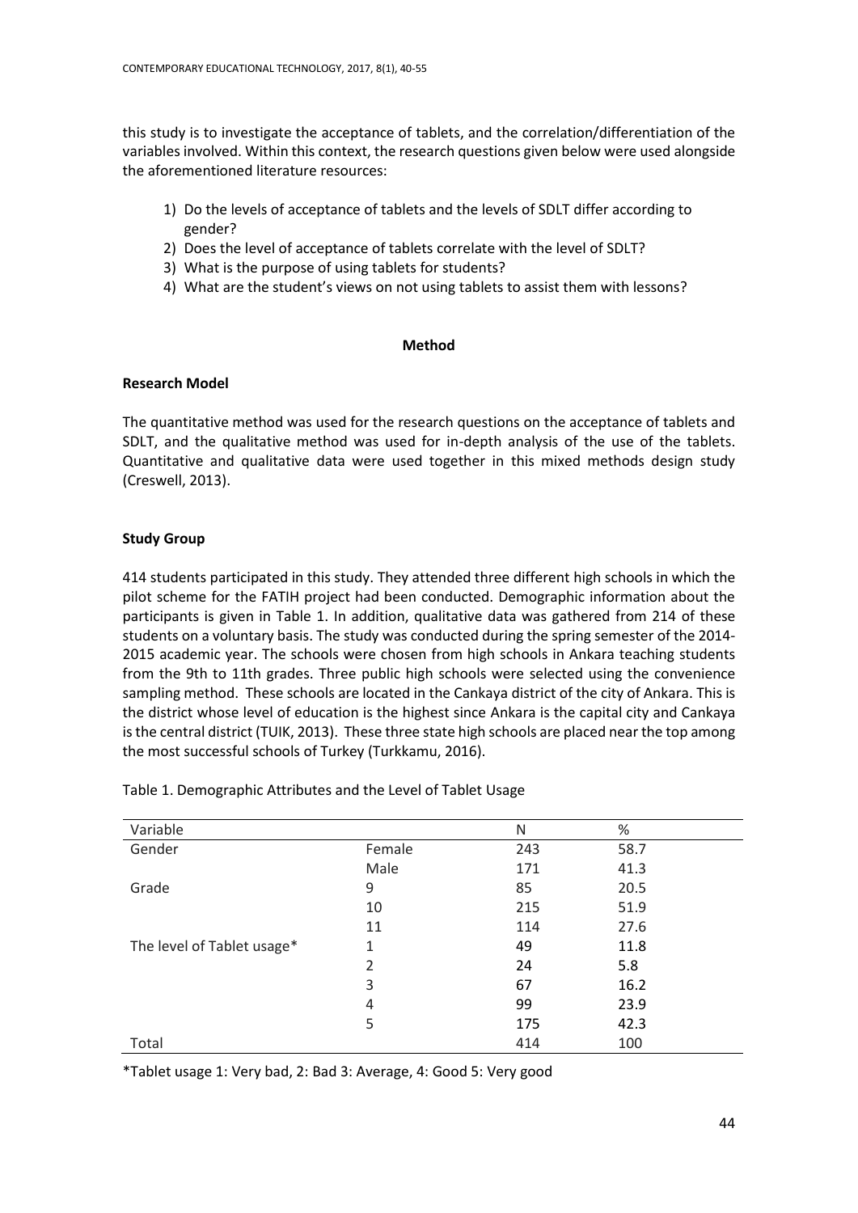this study is to investigate the acceptance of tablets, and the correlation/differentiation of the variables involved. Within this context, the research questions given below were used alongside the aforementioned literature resources:

1) Do the levels of acceptance of tablets and the levels of SDLT differ according to gender?
2) Does the level of acceptance of tablets correlate with the level of SDLT?
3) What is the purpose of using tablets for students?
4) What are the student's views on not using tablets to assist them with lessons?

## Method

### Research Model

The quantitative method was used for the research questions on the acceptance of tablets and SDLT, and the qualitative method was used for in-depth analysis of the use of the tablets. Quantitative and qualitative data were used together in this mixed methods design study (Creswell, 2013).

### Study Group

414 students participated in this study. They attended three different high schools in which the pilot scheme for the FATIH project had been conducted. Demographic information about the participants is given in Table 1. In addition, qualitative data was gathered from 214 of these students on a voluntary basis. The study was conducted during the spring semester of the 2014-2015 academic year. The schools were chosen from high schools in Ankara teaching students from the 9th to 11th grades. Three public high schools were selected using the convenience sampling method. These schools are located in the Cankaya district of the city of Ankara. This is the district whose level of education is the highest since Ankara is the capital city and Cankaya is the central district (TUIK, 2013). These three state high schools are placed near the top among the most successful schools of Turkey (Turkkamu, 2016).

Table 1. Demographic Attributes and the Level of Tablet Usage

| Variable | | N | % |
|---|---|---|---|
| Gender | Female | 243 | 58.7 |
| | Male | 171 | 41.3 |
| Grade | 9 | 85 | 20.5 |
| | 10 | 215 | 51.9 |
| | 11 | 114 | 27.6 |
| The level of Tablet usage* | 1 | 49 | 11.8 |
| | 2 | 24 | 5.8 |
| | 3 | 67 | 16.2 |
| | 4 | 99 | 23.9 |
| | 5 | 175 | 42.3 |
| Total | | 414 | 100 |

*Tablet usage 1: Very bad, 2: Bad 3: Average, 4: Good 5: Very good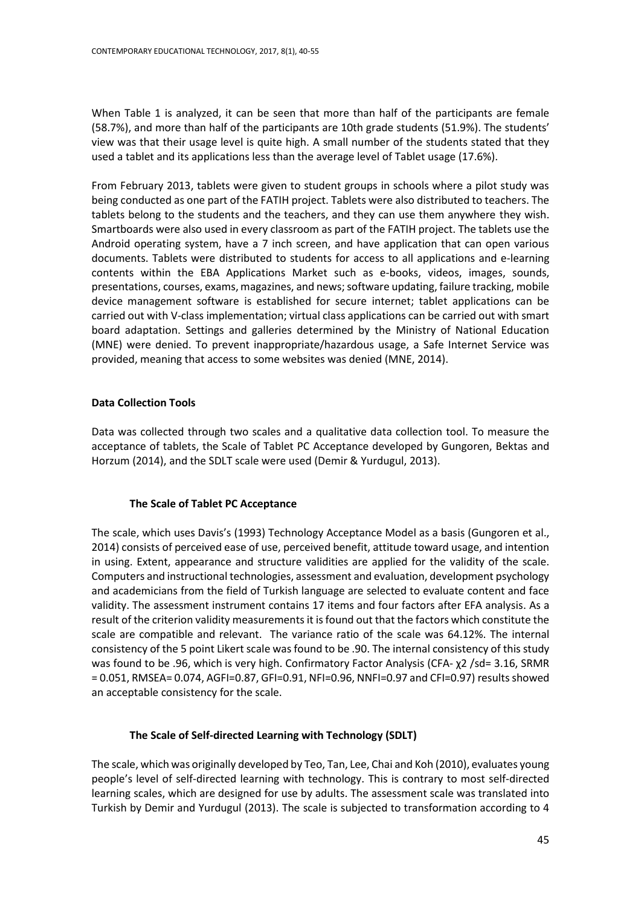When Table 1 is analyzed, it can be seen that more than half of the participants are female (58.7%), and more than half of the participants are 10th grade students (51.9%). The students' view was that their usage level is quite high. A small number of the students stated that they used a tablet and its applications less than the average level of Tablet usage (17.6%).

From February 2013, tablets were given to student groups in schools where a pilot study was being conducted as one part of the FATIH project. Tablets were also distributed to teachers. The tablets belong to the students and the teachers, and they can use them anywhere they wish. Smartboards were also used in every classroom as part of the FATIH project. The tablets use the Android operating system, have a 7 inch screen, and have application that can open various documents. Tablets were distributed to students for access to all applications and e-learning contents within the EBA Applications Market such as e-books, videos, images, sounds, presentations, courses, exams, magazines, and news; software updating, failure tracking, mobile device management software is established for secure internet; tablet applications can be carried out with V-class implementation; virtual class applications can be carried out with smart board adaptation. Settings and galleries determined by the Ministry of National Education (MNE) were denied. To prevent inappropriate/hazardous usage, a Safe Internet Service was provided, meaning that access to some websites was denied (MNE, 2014).

## Data Collection Tools

Data was collected through two scales and a qualitative data collection tool. To measure the acceptance of tablets, the Scale of Tablet PC Acceptance developed by Gungoren, Bektas and Horzum (2014), and the SDLT scale were used (Demir & Yurdugul, 2013).

### The Scale of Tablet PC Acceptance

The scale, which uses Davis's (1993) Technology Acceptance Model as a basis (Gungoren et al., 2014) consists of perceived ease of use, perceived benefit, attitude toward usage, and intention in using. Extent, appearance and structure validities are applied for the validity of the scale. Computers and instructional technologies, assessment and evaluation, development psychology and academicians from the field of Turkish language are selected to evaluate content and face validity. The assessment instrument contains 17 items and four factors after EFA analysis. As a result of the criterion validity measurements it is found out that the factors which constitute the scale are compatible and relevant. The variance ratio of the scale was 64.12%. The internal consistency of the 5 point Likert scale was found to be .90. The internal consistency of this study was found to be .96, which is very high. Confirmatory Factor Analysis (CFA- $\chi^2$ /sd= 3.16, SRMR = 0.051, RMSEA= 0.074, AGFI=0.87, GFI=0.91, NFI=0.96, NNFI=0.97 and CFI=0.97) results showed an acceptable consistency for the scale.

### The Scale of Self-directed Learning with Technology (SDLT)

The scale, which was originally developed by Teo, Tan, Lee, Chai and Koh (2010), evaluates young people's level of self-directed learning with technology. This is contrary to most self-directed learning scales, which are designed for use by adults. The assessment scale was translated into Turkish by Demir and Yurdugul (2013). The scale is subjected to transformation according to 4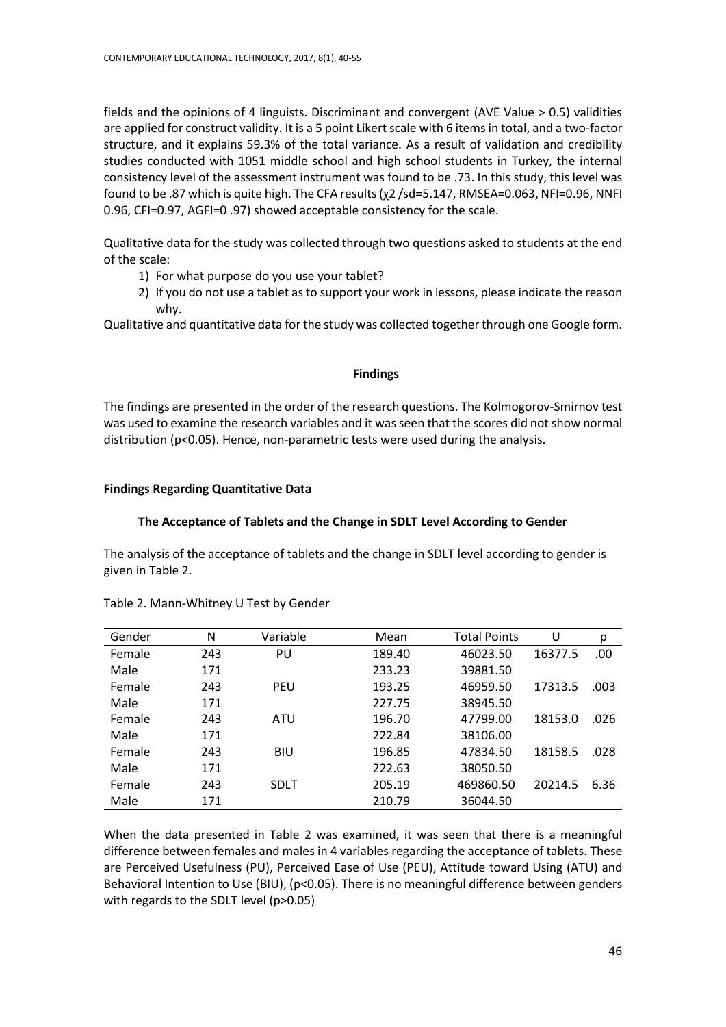fields and the opinions of 4 linguists. Discriminant and convergent (AVE Value > 0.5) validities are applied for construct validity. It is a 5 point Likert scale with 6 items in total, and a two-factor structure, and it explains 59.3% of the total variance. As a result of validation and credibility studies conducted with 1051 middle school and high school students in Turkey, the internal consistency level of the assessment instrument was found to be .73. In this study, this level was found to be .87 which is quite high. The CFA results ($\chi2$ /sd=5.147, RMSEA=0.063, NFI=0.96, NNFI 0.96, CFI=0.97, AGFI=0 .97) showed acceptable consistency for the scale.

Qualitative data for the study was collected through two questions asked to students at the end of the scale:

1) For what purpose do you use your tablet?
2) If you do not use a tablet as to support your work in lessons, please indicate the reason why.

Qualitative and quantitative data for the study was collected together through one Google form.

## Findings

The findings are presented in the order of the research questions. The Kolmogorov-Smirnov test was used to examine the research variables and it was seen that the scores did not show normal distribution ($p<0.05$). Hence, non-parametric tests were used during the analysis.

### Findings Regarding Quantitative Data

#### The Acceptance of Tablets and the Change in SDLT Level According to Gender

The analysis of the acceptance of tablets and the change in SDLT level according to gender is given in Table 2.

Table 2. Mann-Whitney U Test by Gender

| Gender | N | Variable | Mean | Total Points | U | p |
|---|---|---|---|---|---|---|
| Female | 243 | PU | 189.40 | 46023.50 | 16377.5 | .00 |
| Male | 171 | | 233.23 | 39881.50 | | |
| Female | 243 | PEU | 193.25 | 46959.50 | 17313.5 | .003 |
| Male | 171 | | 227.75 | 38945.50 | | |
| Female | 243 | ATU | 196.70 | 47799.00 | 18153.0 | .026 |
| Male | 171 | | 222.84 | 38106.00 | | |
| Female | 243 | BIU | 196.85 | 47834.50 | 18158.5 | .028 |
| Male | 171 | | 222.63 | 38050.50 | | |
| Female | 243 | SDLT | 205.19 | 469860.50 | 20214.5 | 6.36 |
| Male | 171 | | 210.79 | 36044.50 | | |

When the data presented in Table 2 was examined, it was seen that there is a meaningful difference between females and males in 4 variables regarding the acceptance of tablets. These are Perceived Usefulness (PU), Perceived Ease of Use (PEU), Attitude toward Using (ATU) and Behavioral Intention to Use (BIU), ($p<0.05$). There is no meaningful difference between genders with regards to the SDLT level ($p>0.05$)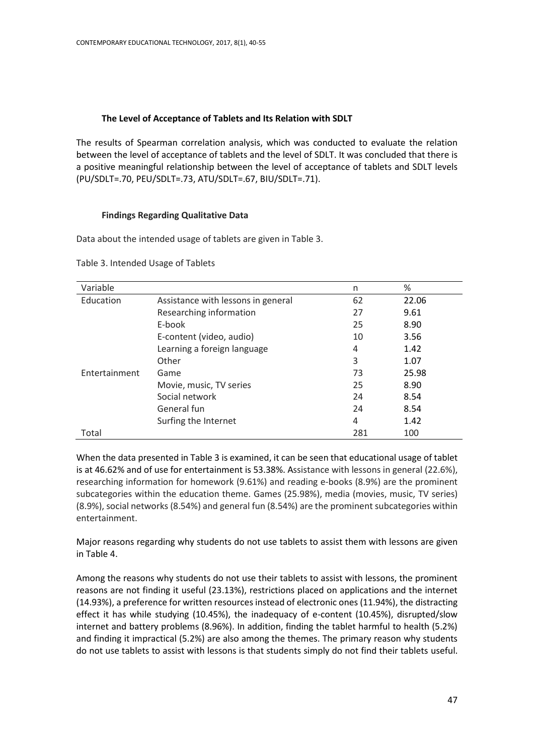### The Level of Acceptance of Tablets and Its Relation with SDLT

The results of Spearman correlation analysis, which was conducted to evaluate the relation between the level of acceptance of tablets and the level of SDLT. It was concluded that there is a positive meaningful relationship between the level of acceptance of tablets and SDLT levels (PU/SDLT=.70, PEU/SDLT=.73, ATU/SDLT=.67, BIU/SDLT=.71).

### Findings Regarding Qualitative Data

Data about the intended usage of tablets are given in Table 3.

Table 3. Intended Usage of Tablets

| Variable | | n | % |
|---|---|---|---|
| Education | Assistance with lessons in general | 62 | 22.06 |
| | Researching information | 27 | 9.61 |
| | E-book | 25 | 8.90 |
| | E-content (video, audio) | 10 | 3.56 |
| | Learning a foreign language | 4 | 1.42 |
| | Other | 3 | 1.07 |
| Entertainment | Game | 73 | 25.98 |
| | Movie, music, TV series | 25 | 8.90 |
| | Social network | 24 | 8.54 |
| | General fun | 24 | 8.54 |
| | Surfing the Internet | 4 | 1.42 |
| Total | | 281 | 100 |

When the data presented in Table 3 is examined, it can be seen that educational usage of tablet is at 46.62% and of use for entertainment is 53.38%. Assistance with lessons in general (22.6%), researching information for homework (9.61%) and reading e-books (8.9%) are the prominent subcategories within the education theme. Games (25.98%), media (movies, music, TV series) (8.9%), social networks (8.54%) and general fun (8.54%) are the prominent subcategories within entertainment.

Major reasons regarding why students do not use tablets to assist them with lessons are given in Table 4.

Among the reasons why students do not use their tablets to assist with lessons, the prominent reasons are not finding it useful (23.13%), restrictions placed on applications and the internet (14.93%), a preference for written resources instead of electronic ones (11.94%), the distracting effect it has while studying (10.45%), the inadequacy of e-content (10.45%), disrupted/slow internet and battery problems (8.96%). In addition, finding the tablet harmful to health (5.2%) and finding it impractical (5.2%) are also among the themes. The primary reason why students do not use tablets to assist with lessons is that students simply do not find their tablets useful.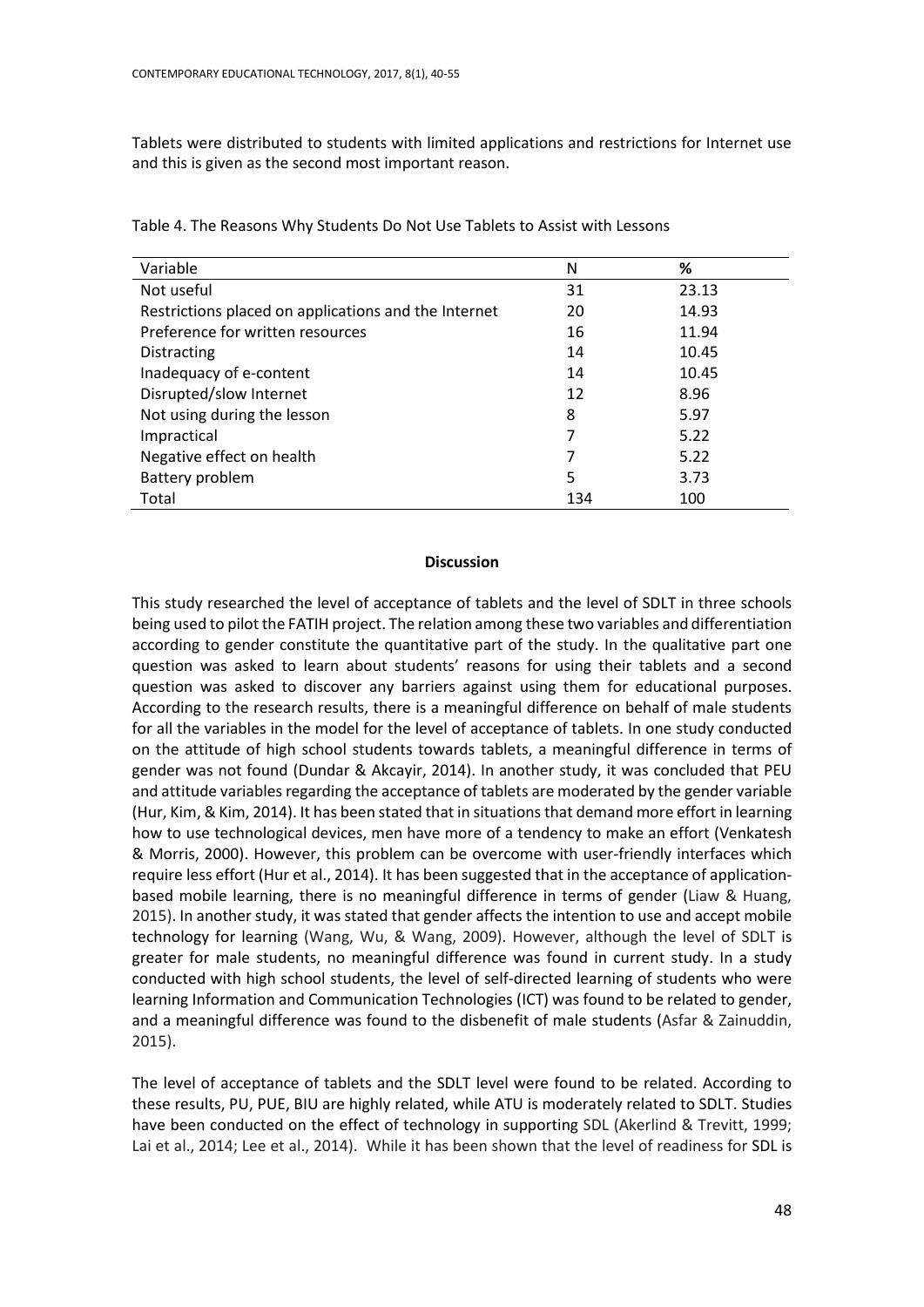Tablets were distributed to students with limited applications and restrictions for Internet use and this is given as the second most important reason.

Table 4. The Reasons Why Students Do Not Use Tablets to Assist with Lessons

| Variable | N | % |
|---|---|---|
| Not useful | 31 | 23.13 |
| Restrictions placed on applications and the Internet | 20 | 14.93 |
| Preference for written resources | 16 | 11.94 |
| Distracting | 14 | 10.45 |
| Inadequacy of e-content | 14 | 10.45 |
| Disrupted/slow Internet | 12 | 8.96 |
| Not using during the lesson | 8 | 5.97 |
| Impractical | 7 | 5.22 |
| Negative effect on health | 7 | 5.22 |
| Battery problem | 5 | 3.73 |
| Total | 134 | 100 |

## Discussion

This study researched the level of acceptance of tablets and the level of SDLT in three schools being used to pilot the FATIH project. The relation among these two variables and differentiation according to gender constitute the quantitative part of the study. In the qualitative part one question was asked to learn about students' reasons for using their tablets and a second question was asked to discover any barriers against using them for educational purposes. According to the research results, there is a meaningful difference on behalf of male students for all the variables in the model for the level of acceptance of tablets. In one study conducted on the attitude of high school students towards tablets, a meaningful difference in terms of gender was not found (Dundar & Akcayir, 2014). In another study, it was concluded that PEU and attitude variables regarding the acceptance of tablets are moderated by the gender variable (Hur, Kim, & Kim, 2014). It has been stated that in situations that demand more effort in learning how to use technological devices, men have more of a tendency to make an effort (Venkatesh & Morris, 2000). However, this problem can be overcome with user-friendly interfaces which require less effort (Hur et al., 2014). It has been suggested that in the acceptance of application-based mobile learning, there is no meaningful difference in terms of gender (Liaw & Huang, 2015). In another study, it was stated that gender affects the intention to use and accept mobile technology for learning (Wang, Wu, & Wang, 2009). However, although the level of SDLT is greater for male students, no meaningful difference was found in current study. In a study conducted with high school students, the level of self-directed learning of students who were learning Information and Communication Technologies (ICT) was found to be related to gender, and a meaningful difference was found to the disbenefit of male students (Asfar & Zainuddin, 2015).

The level of acceptance of tablets and the SDLT level were found to be related. According to these results, PU, PUE, BIU are highly related, while ATU is moderately related to SDLT. Studies have been conducted on the effect of technology in supporting SDL (Akerlind & Trevitt, 1999; Lai et al., 2014; Lee et al., 2014). While it has been shown that the level of readiness for SDL is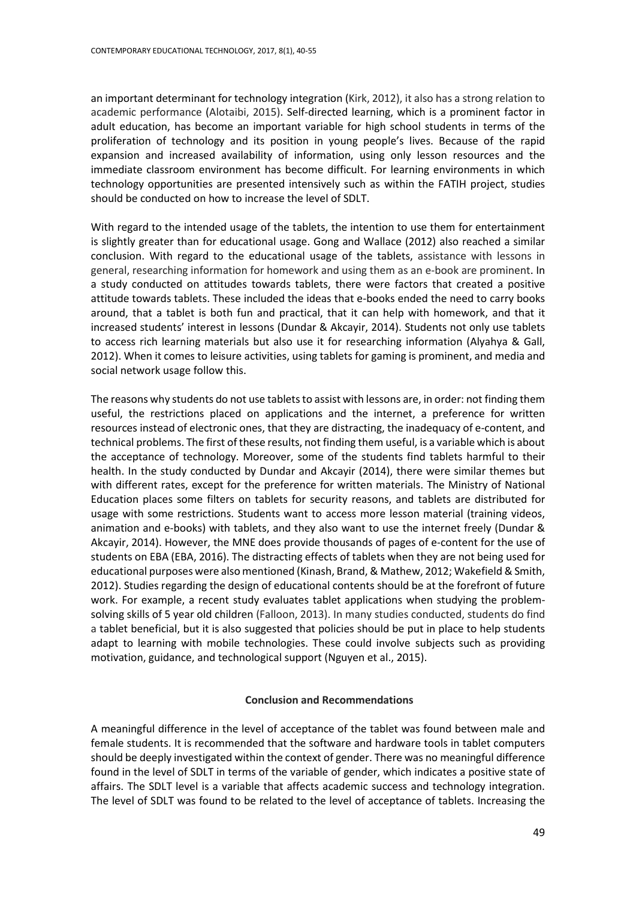an important determinant for technology integration (Kirk, 2012), it also has a strong relation to academic performance (Alotaibi, 2015). Self-directed learning, which is a prominent factor in adult education, has become an important variable for high school students in terms of the proliferation of technology and its position in young people's lives. Because of the rapid expansion and increased availability of information, using only lesson resources and the immediate classroom environment has become difficult. For learning environments in which technology opportunities are presented intensively such as within the FATIH project, studies should be conducted on how to increase the level of SDLT.

With regard to the intended usage of the tablets, the intention to use them for entertainment is slightly greater than for educational usage. Gong and Wallace (2012) also reached a similar conclusion. With regard to the educational usage of the tablets, assistance with lessons in general, researching information for homework and using them as an e-book are prominent. In a study conducted on attitudes towards tablets, there were factors that created a positive attitude towards tablets. These included the ideas that e-books ended the need to carry books around, that a tablet is both fun and practical, that it can help with homework, and that it increased students' interest in lessons (Dundar & Akcayir, 2014). Students not only use tablets to access rich learning materials but also use it for researching information (Alyahya & Gall, 2012). When it comes to leisure activities, using tablets for gaming is prominent, and media and social network usage follow this.

The reasons why students do not use tablets to assist with lessons are, in order: not finding them useful, the restrictions placed on applications and the internet, a preference for written resources instead of electronic ones, that they are distracting, the inadequacy of e-content, and technical problems. The first of these results, not finding them useful, is a variable which is about the acceptance of technology. Moreover, some of the students find tablets harmful to their health. In the study conducted by Dundar and Akcayir (2014), there were similar themes but with different rates, except for the preference for written materials. The Ministry of National Education places some filters on tablets for security reasons, and tablets are distributed for usage with some restrictions. Students want to access more lesson material (training videos, animation and e-books) with tablets, and they also want to use the internet freely (Dundar & Akcayir, 2014). However, the MNE does provide thousands of pages of e-content for the use of students on EBA (EBA, 2016). The distracting effects of tablets when they are not being used for educational purposes were also mentioned (Kinash, Brand, & Mathew, 2012; Wakefield & Smith, 2012). Studies regarding the design of educational contents should be at the forefront of future work. For example, a recent study evaluates tablet applications when studying the problem-solving skills of 5 year old children (Falloon, 2013). In many studies conducted, students do find a tablet beneficial, but it is also suggested that policies should be put in place to help students adapt to learning with mobile technologies. These could involve subjects such as providing motivation, guidance, and technological support (Nguyen et al., 2015).

## Conclusion and Recommendations

A meaningful difference in the level of acceptance of the tablet was found between male and female students. It is recommended that the software and hardware tools in tablet computers should be deeply investigated within the context of gender. There was no meaningful difference found in the level of SDLT in terms of the variable of gender, which indicates a positive state of affairs. The SDLT level is a variable that affects academic success and technology integration. The level of SDLT was found to be related to the level of acceptance of tablets. Increasing the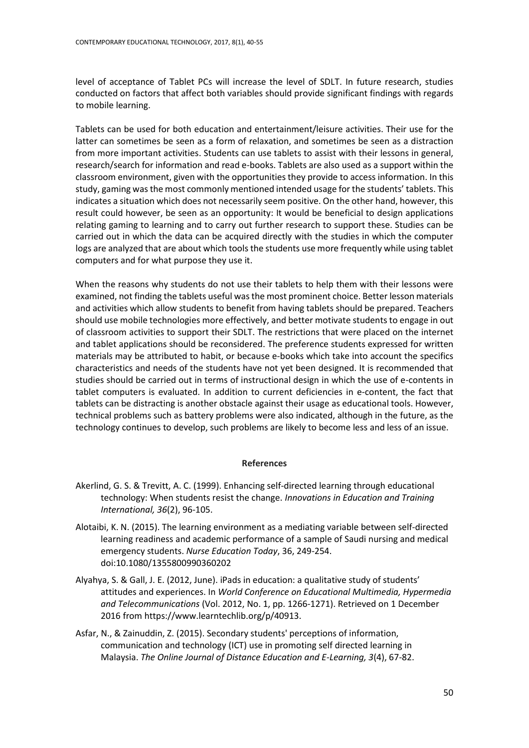level of acceptance of Tablet PCs will increase the level of SDLT. In future research, studies conducted on factors that affect both variables should provide significant findings with regards to mobile learning.

Tablets can be used for both education and entertainment/leisure activities. Their use for the latter can sometimes be seen as a form of relaxation, and sometimes be seen as a distraction from more important activities. Students can use tablets to assist with their lessons in general, research/search for information and read e-books. Tablets are also used as a support within the classroom environment, given with the opportunities they provide to access information. In this study, gaming was the most commonly mentioned intended usage for the students' tablets. This indicates a situation which does not necessarily seem positive. On the other hand, however, this result could however, be seen as an opportunity: It would be beneficial to design applications relating gaming to learning and to carry out further research to support these. Studies can be carried out in which the data can be acquired directly with the studies in which the computer logs are analyzed that are about which tools the students use more frequently while using tablet computers and for what purpose they use it.

When the reasons why students do not use their tablets to help them with their lessons were examined, not finding the tablets useful was the most prominent choice. Better lesson materials and activities which allow students to benefit from having tablets should be prepared. Teachers should use mobile technologies more effectively, and better motivate students to engage in out of classroom activities to support their SDLT. The restrictions that were placed on the internet and tablet applications should be reconsidered. The preference students expressed for written materials may be attributed to habit, or because e-books which take into account the specifics characteristics and needs of the students have not yet been designed. It is recommended that studies should be carried out in terms of instructional design in which the use of e-contents in tablet computers is evaluated. In addition to current deficiencies in e-content, the fact that tablets can be distracting is another obstacle against their usage as educational tools. However, technical problems such as battery problems were also indicated, although in the future, as the technology continues to develop, such problems are likely to become less and less of an issue.

## References

Akerlind, G. S. & Trevitt, A. C. (1999). Enhancing self-directed learning through educational technology: When students resist the change. *Innovations in Education and Training International, 36*(2), 96-105.

Alotaibi, K. N. (2015). The learning environment as a mediating variable between self-directed learning readiness and academic performance of a sample of Saudi nursing and medical emergency students. *Nurse Education Today*, 36, 249-254. doi:10.1080/1355800990360202

Alyahya, S. & Gall, J. E. (2012, June). iPads in education: a qualitative study of students' attitudes and experiences. In *World Conference on Educational Multimedia, Hypermedia and Telecommunications* (Vol. 2012, No. 1, pp. 1266-1271). Retrieved on 1 December 2016 from https://www.learntechlib.org/p/40913.

Asfar, N., & Zainuddin, Z. (2015). Secondary students' perceptions of information, communication and technology (ICT) use in promoting self directed learning in Malaysia. *The Online Journal of Distance Education and E-Learning, 3*(4), 67-82.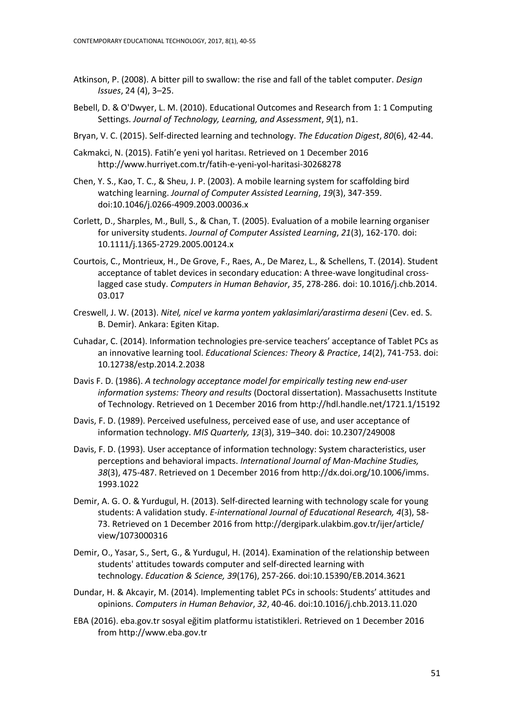Atkinson, P. (2008). A bitter pill to swallow: the rise and fall of the tablet computer. *Design Issues*, 24 (4), 3–25.

Bebell, D. & O'Dwyer, L. M. (2010). Educational Outcomes and Research from 1: 1 Computing Settings. *Journal of Technology, Learning, and Assessment*, *9*(1), n1.

Bryan, V. C. (2015). Self-directed learning and technology. *The Education Digest*, *80*(6), 42-44.

Cakmakci, N. (2015). Fatih'e yeni yol haritası. Retrieved on 1 December 2016 http://www.hurriyet.com.tr/fatih-e-yeni-yol-haritasi-30268278

Chen, Y. S., Kao, T. C., & Sheu, J. P. (2003). A mobile learning system for scaffolding bird watching learning. *Journal of Computer Assisted Learning*, *19*(3), 347-359. doi:10.1046/j.0266-4909.2003.00036.x

Corlett, D., Sharples, M., Bull, S., & Chan, T. (2005). Evaluation of a mobile learning organiser for university students. *Journal of Computer Assisted Learning*, *21*(3), 162-170. doi: 10.1111/j.1365-2729.2005.00124.x

Courtois, C., Montrieux, H., De Grove, F., Raes, A., De Marez, L., & Schellens, T. (2014). Student acceptance of tablet devices in secondary education: A three-wave longitudinal cross-lagged case study. *Computers in Human Behavior*, *35*, 278-286. doi: 10.1016/j.chb.2014.03.017

Creswell, J. W. (2013). *Nitel, nicel ve karma yontem yaklasimlari/arastirma deseni* (Cev. ed. S. B. Demir). Ankara: Egiten Kitap.

Cuhadar, C. (2014). Information technologies pre-service teachers' acceptance of Tablet PCs as an innovative learning tool. *Educational Sciences: Theory & Practice*, *14*(2), 741-753. doi: 10.12738/estp.2014.2.2038

Davis F. D. (1986). *A technology acceptance model for empirically testing new end-user information systems: Theory and results* (Doctoral dissertation). Massachusetts Institute of Technology. Retrieved on 1 December 2016 from http://hdl.handle.net/1721.1/15192

Davis, F. D. (1989). Perceived usefulness, perceived ease of use, and user acceptance of information technology. *MIS Quarterly, 13*(3), 319–340. doi: 10.2307/249008

Davis, F. D. (1993). User acceptance of information technology: System characteristics, user perceptions and behavioral impacts. *International Journal of Man-Machine Studies, 38*(3), 475-487. Retrieved on 1 December 2016 from http://dx.doi.org/10.1006/imms.1993.1022

Demir, A. G. O. & Yurdugul, H. (2013). Self-directed learning with technology scale for young students: A validation study. *E-international Journal of Educational Research, 4*(3), 58-73. Retrieved on 1 December 2016 from http://dergipark.ulakbim.gov.tr/ijer/article/view/1073000316

Demir, O., Yasar, S., Sert, G., & Yurdugul, H. (2014). Examination of the relationship between students' attitudes towards computer and self-directed learning with technology. *Education & Science, 39*(176), 257-266. doi:10.15390/EB.2014.3621

Dundar, H. & Akcayir, M. (2014). Implementing tablet PCs in schools: Students' attitudes and opinions. *Computers in Human Behavior*, *32*, 40-46. doi:10.1016/j.chb.2013.11.020

EBA (2016). eba.gov.tr sosyal eğitim platformu istatistikleri. Retrieved on 1 December 2016 from http://www.eba.gov.tr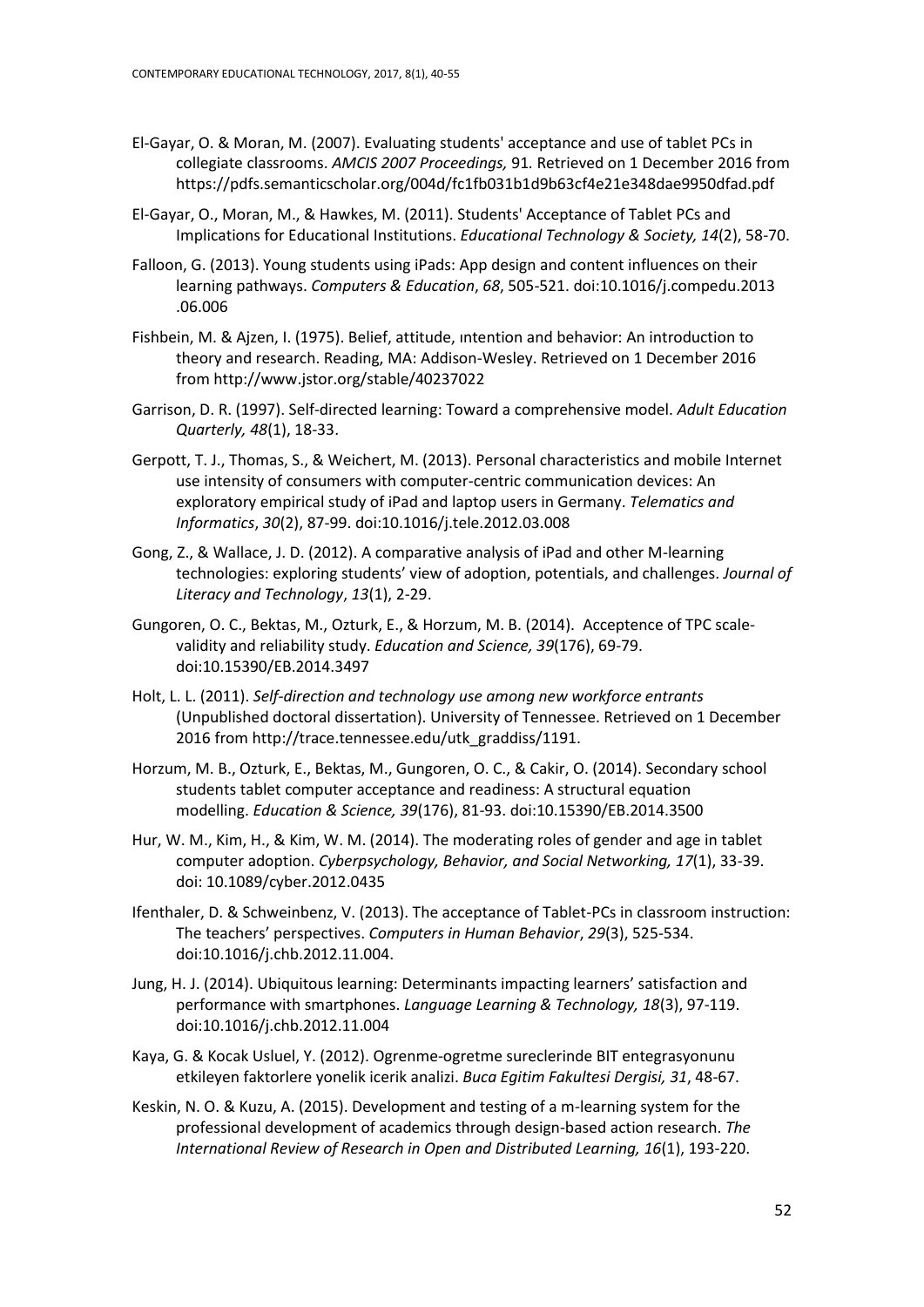El-Gayar, O. & Moran, M. (2007). Evaluating students' acceptance and use of tablet PCs in collegiate classrooms. *AMCIS 2007 Proceedings,* 91*.* Retrieved on 1 December 2016 from https://pdfs.semanticscholar.org/004d/fc1fb031b1d9b63cf4e21e348dae9950dfad.pdf

El-Gayar, O., Moran, M., & Hawkes, M. (2011). Students' Acceptance of Tablet PCs and Implications for Educational Institutions. *Educational Technology & Society, 14*(2), 58-70.

Falloon, G. (2013). Young students using iPads: App design and content influences on their learning pathways. *Computers & Education*, *68*, 505-521. doi:10.1016/j.compedu.2013 .06.006

Fishbein, M. & Ajzen, I. (1975). Belief, attitude, ıntention and behavior: An introduction to theory and research. Reading, MA: Addison-Wesley. Retrieved on 1 December 2016 from http://www.jstor.org/stable/40237022

Garrison, D. R. (1997). Self-directed learning: Toward a comprehensive model. *Adult Education Quarterly, 48*(1), 18-33.

Gerpott, T. J., Thomas, S., & Weichert, M. (2013). Personal characteristics and mobile Internet use intensity of consumers with computer-centric communication devices: An exploratory empirical study of iPad and laptop users in Germany. *Telematics and Informatics*, *30*(2), 87-99. doi:10.1016/j.tele.2012.03.008

Gong, Z., & Wallace, J. D. (2012). A comparative analysis of iPad and other M-learning technologies: exploring students' view of adoption, potentials, and challenges. *Journal of Literacy and Technology*, *13*(1), 2-29.

Gungoren, O. C., Bektas, M., Ozturk, E., & Horzum, M. B. (2014). Acceptence of TPC scale-validity and reliability study. *Education and Science, 39*(176), 69-79. doi:10.15390/EB.2014.3497

Holt, L. L. (2011). *Self-direction and technology use among new workforce entrants* (Unpublished doctoral dissertation). University of Tennessee. Retrieved on 1 December 2016 from http://trace.tennessee.edu/utk_graddiss/1191.

Horzum, M. B., Ozturk, E., Bektas, M., Gungoren, O. C., & Cakir, O. (2014). Secondary school students tablet computer acceptance and readiness: A structural equation modelling. *Education & Science, 39*(176), 81-93. doi:10.15390/EB.2014.3500

Hur, W. M., Kim, H., & Kim, W. M. (2014). The moderating roles of gender and age in tablet computer adoption. *Cyberpsychology, Behavior, and Social Networking, 17*(1), 33-39. doi: 10.1089/cyber.2012.0435

Ifenthaler, D. & Schweinbenz, V. (2013). The acceptance of Tablet-PCs in classroom instruction: The teachers' perspectives. *Computers in Human Behavior*, *29*(3), 525-534. doi:10.1016/j.chb.2012.11.004.

Jung, H. J. (2014). Ubiquitous learning: Determinants impacting learners' satisfaction and performance with smartphones. *Language Learning & Technology, 18*(3), 97-119. doi:10.1016/j.chb.2012.11.004

Kaya, G. & Kocak Usluel, Y. (2012). Ogrenme-ogretme sureclerinde BIT entegrasyonunu etkileyen faktorlere yonelik icerik analizi. *Buca Egitim Fakultesi Dergisi, 31*, 48-67.

Keskin, N. O. & Kuzu, A. (2015). Development and testing of a m-learning system for the professional development of academics through design-based action research. *The International Review of Research in Open and Distributed Learning, 16*(1), 193-220.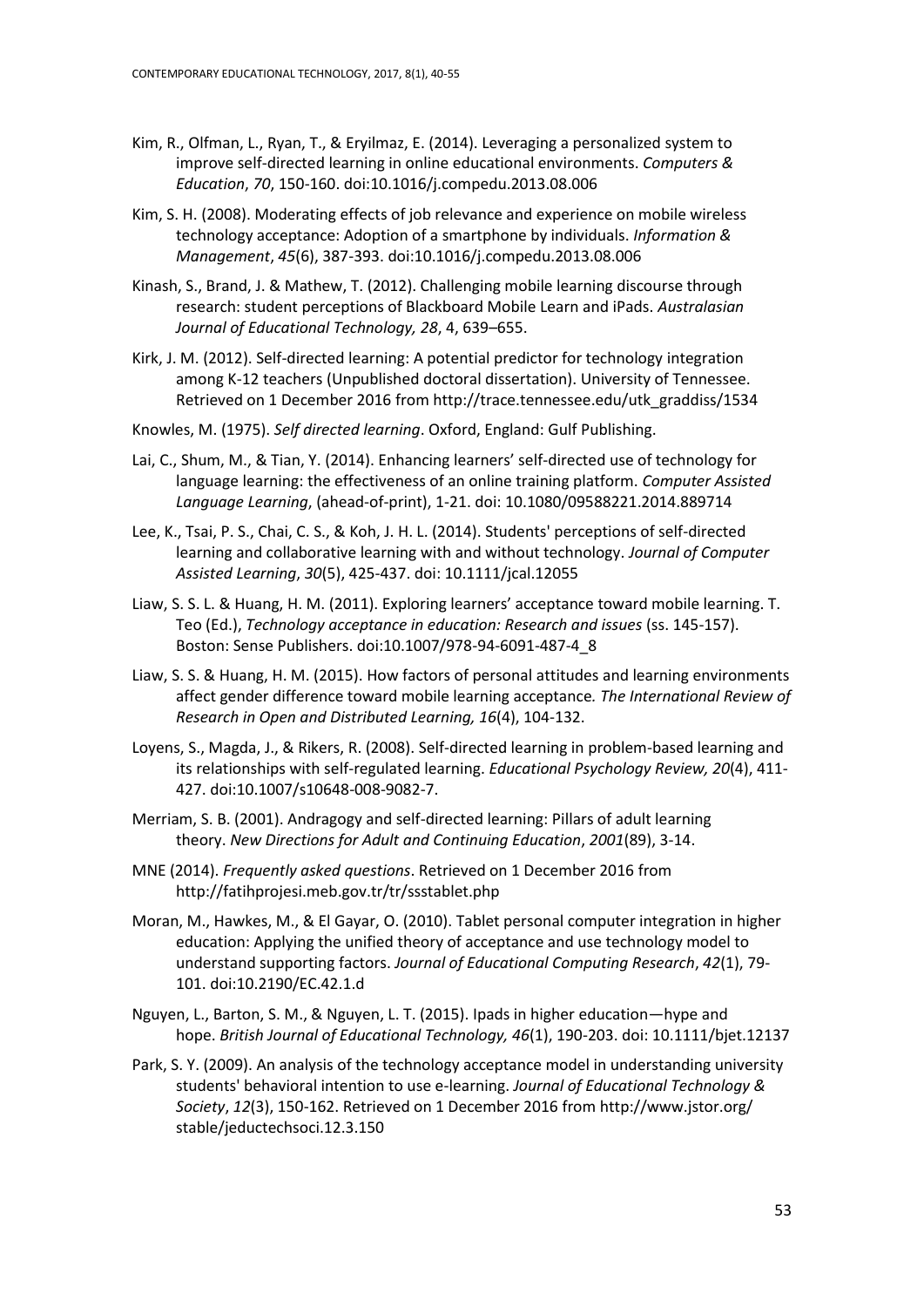Kim, R., Olfman, L., Ryan, T., & Eryilmaz, E. (2014). Leveraging a personalized system to improve self-directed learning in online educational environments. *Computers & Education*, *70*, 150-160. doi:10.1016/j.compedu.2013.08.006

Kim, S. H. (2008). Moderating effects of job relevance and experience on mobile wireless technology acceptance: Adoption of a smartphone by individuals. *Information & Management*, *45*(6), 387-393. doi:10.1016/j.compedu.2013.08.006

Kinash, S., Brand, J. & Mathew, T. (2012). Challenging mobile learning discourse through research: student perceptions of Blackboard Mobile Learn and iPads. *Australasian Journal of Educational Technology, 28*, 4, 639–655.

Kirk, J. M. (2012). Self-directed learning: A potential predictor for technology integration among K-12 teachers (Unpublished doctoral dissertation). University of Tennessee. Retrieved on 1 December 2016 from http://trace.tennessee.edu/utk_graddiss/1534

Knowles, M. (1975). *Self directed learning*. Oxford, England: Gulf Publishing.

Lai, C., Shum, M., & Tian, Y. (2014). Enhancing learners' self-directed use of technology for language learning: the effectiveness of an online training platform. *Computer Assisted Language Learning*, (ahead-of-print), 1-21. doi: 10.1080/09588221.2014.889714

Lee, K., Tsai, P. S., Chai, C. S., & Koh, J. H. L. (2014). Students' perceptions of self-directed learning and collaborative learning with and without technology. *Journal of Computer Assisted Learning*, *30*(5), 425-437. doi: 10.1111/jcal.12055

Liaw, S. S. L. & Huang, H. M. (2011). Exploring learners' acceptance toward mobile learning. T. Teo (Ed.), *Technology acceptance in education: Research and issues* (ss. 145-157). Boston: Sense Publishers. doi:10.1007/978-94-6091-487-4_8

Liaw, S. S. & Huang, H. M. (2015). How factors of personal attitudes and learning environments affect gender difference toward mobile learning acceptance*. The International Review of Research in Open and Distributed Learning, 16*(4), 104-132.

Loyens, S., Magda, J., & Rikers, R. (2008). Self-directed learning in problem-based learning and its relationships with self-regulated learning. *Educational Psychology Review, 20*(4), 411-427. doi:10.1007/s10648-008-9082-7.

Merriam, S. B. (2001). Andragogy and self-directed learning: Pillars of adult learning theory. *New Directions for Adult and Continuing Education*, *2001*(89), 3-14.

MNE (2014). *Frequently asked questions*. Retrieved on 1 December 2016 from http://fatihprojesi.meb.gov.tr/tr/ssstablet.php

Moran, M., Hawkes, M., & El Gayar, O. (2010). Tablet personal computer integration in higher education: Applying the unified theory of acceptance and use technology model to understand supporting factors. *Journal of Educational Computing Research*, *42*(1), 79-101. doi:10.2190/EC.42.1.d

Nguyen, L., Barton, S. M., & Nguyen, L. T. (2015). Ipads in higher education—hype and hope. *British Journal of Educational Technology, 46*(1), 190-203. doi: 10.1111/bjet.12137

Park, S. Y. (2009). An analysis of the technology acceptance model in understanding university students' behavioral intention to use e-learning. *Journal of Educational Technology & Society*, *12*(3), 150-162. Retrieved on 1 December 2016 from http://www.jstor.org/stable/jeductechsoci.12.3.150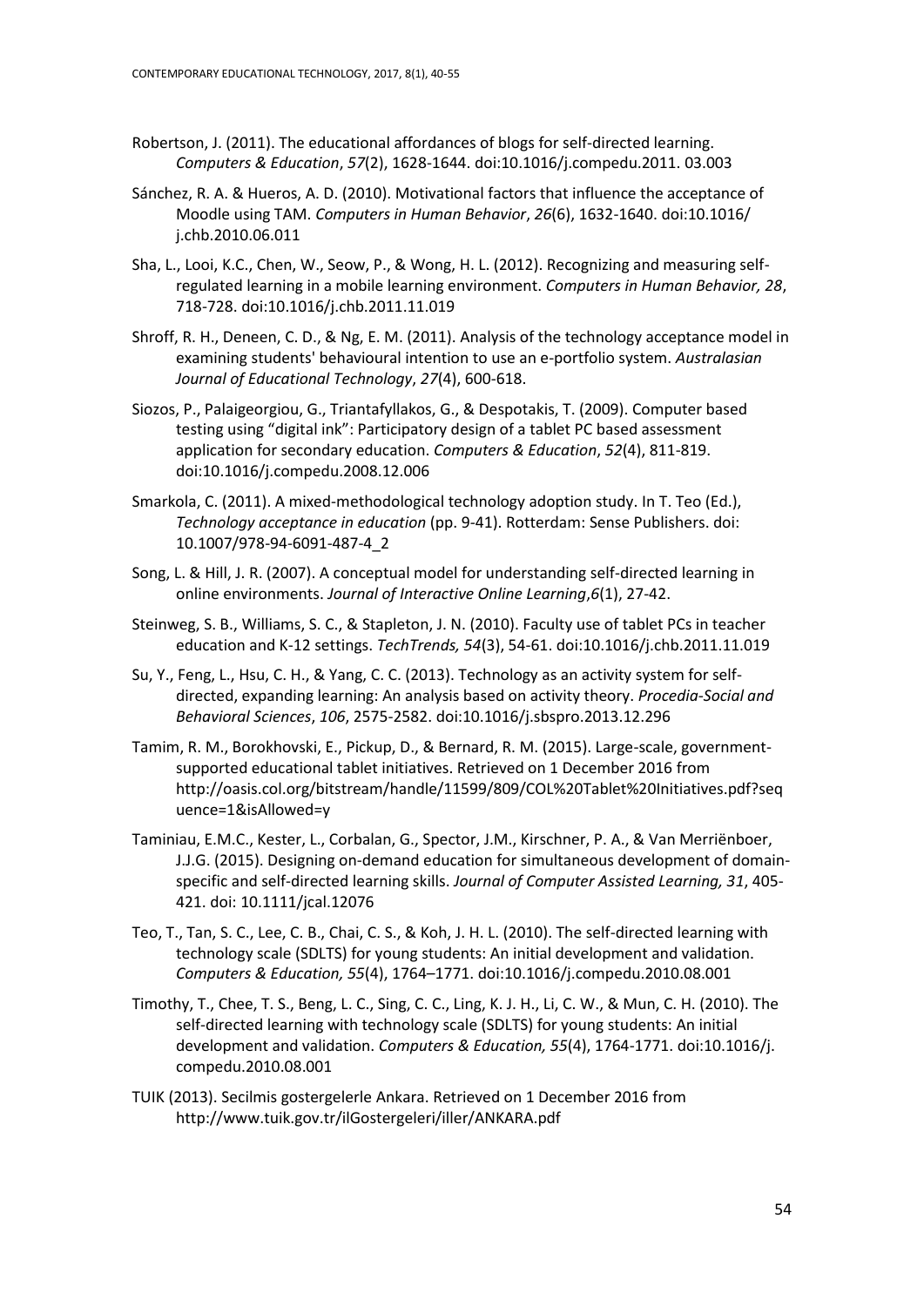Robertson, J. (2011). The educational affordances of blogs for self-directed learning. *Computers & Education*, *57*(2), 1628-1644. doi:10.1016/j.compedu.2011. 03.003

Sánchez, R. A. & Hueros, A. D. (2010). Motivational factors that influence the acceptance of Moodle using TAM. *Computers in Human Behavior*, *26*(6), 1632-1640. doi:10.1016/ j.chb.2010.06.011

Sha, L., Looi, K.C., Chen, W., Seow, P., & Wong, H. L. (2012). Recognizing and measuring self-regulated learning in a mobile learning environment. *Computers in Human Behavior, 28*, 718-728. doi:10.1016/j.chb.2011.11.019

Shroff, R. H., Deneen, C. D., & Ng, E. M. (2011). Analysis of the technology acceptance model in examining students' behavioural intention to use an e-portfolio system. *Australasian Journal of Educational Technology*, *27*(4), 600-618.

Siozos, P., Palaigeorgiou, G., Triantafyllakos, G., & Despotakis, T. (2009). Computer based testing using "digital ink": Participatory design of a tablet PC based assessment application for secondary education. *Computers & Education*, *52*(4), 811-819. doi:10.1016/j.compedu.2008.12.006

Smarkola, C. (2011). A mixed-methodological technology adoption study. In T. Teo (Ed.), *Technology acceptance in education* (pp. 9-41). Rotterdam: Sense Publishers. doi: 10.1007/978-94-6091-487-4_2

Song, L. & Hill, J. R. (2007). A conceptual model for understanding self-directed learning in online environments. *Journal of Interactive Online Learning*,*6*(1), 27-42.

Steinweg, S. B., Williams, S. C., & Stapleton, J. N. (2010). Faculty use of tablet PCs in teacher education and K-12 settings. *TechTrends, 54*(3), 54-61. doi:10.1016/j.chb.2011.11.019

Su, Y., Feng, L., Hsu, C. H., & Yang, C. C. (2013). Technology as an activity system for self-directed, expanding learning: An analysis based on activity theory. *Procedia-Social and Behavioral Sciences*, *106*, 2575-2582. doi:10.1016/j.sbspro.2013.12.296

Tamim, R. M., Borokhovski, E., Pickup, D., & Bernard, R. M. (2015). Large-scale, government-supported educational tablet initiatives. Retrieved on 1 December 2016 from http://oasis.col.org/bitstream/handle/11599/809/COL%20Tablet%20Initiatives.pdf?sequence=1&isAllowed=y

Taminiau, E.M.C., Kester, L., Corbalan, G., Spector, J.M., Kirschner, P. A., & Van Merriënboer, J.J.G. (2015). Designing on-demand education for simultaneous development of domain-specific and self-directed learning skills. *Journal of Computer Assisted Learning, 31*, 405-421. doi: 10.1111/jcal.12076

Teo, T., Tan, S. C., Lee, C. B., Chai, C. S., & Koh, J. H. L. (2010). The self-directed learning with technology scale (SDLTS) for young students: An initial development and validation. *Computers & Education, 55*(4), 1764–1771. doi:10.1016/j.compedu.2010.08.001

Timothy, T., Chee, T. S., Beng, L. C., Sing, C. C., Ling, K. J. H., Li, C. W., & Mun, C. H. (2010). The self-directed learning with technology scale (SDLTS) for young students: An initial development and validation. *Computers & Education, 55*(4), 1764-1771. doi:10.1016/j. compedu.2010.08.001

TUIK (2013). Secilmis gostergelerle Ankara. Retrieved on 1 December 2016 from http://www.tuik.gov.tr/ilGostergeleri/iller/ANKARA.pdf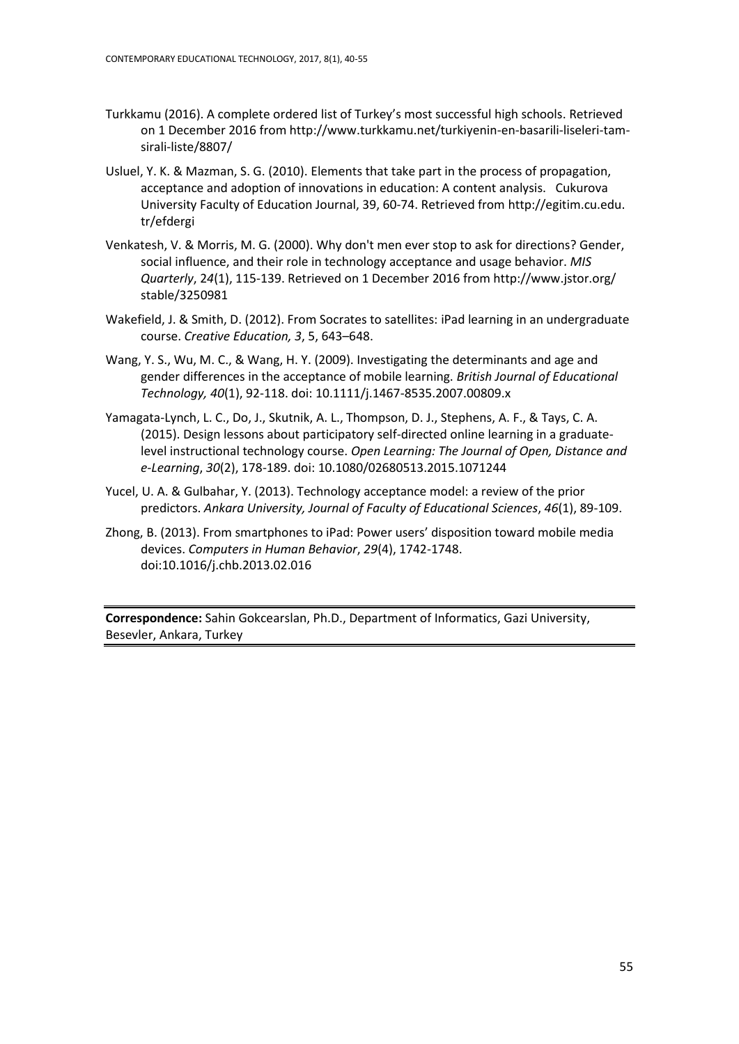Turkkamu (2016). A complete ordered list of Turkey's most successful high schools. Retrieved on 1 December 2016 from http://www.turkkamu.net/turkiyenin-en-basarili-liseleri-tam-sirali-liste/8807/

Usluel, Y. K. & Mazman, S. G. (2010). Elements that take part in the process of propagation, acceptance and adoption of innovations in education: A content analysis. Cukurova University Faculty of Education Journal, 39, 60-74. Retrieved from http://egitim.cu.edu.tr/efdergi

Venkatesh, V. & Morris, M. G. (2000). Why don't men ever stop to ask for directions? Gender, social influence, and their role in technology acceptance and usage behavior. *MIS Quarterly*, 2*4*(1), 115-139. Retrieved on 1 December 2016 from http://www.jstor.org/stable/3250981

Wakefield, J. & Smith, D. (2012). From Socrates to satellites: iPad learning in an undergraduate course. *Creative Education, 3*, 5, 643–648.

Wang, Y. S., Wu, M. C., & Wang, H. Y. (2009). Investigating the determinants and age and gender differences in the acceptance of mobile learning. *British Journal of Educational Technology, 40*(1), 92-118. doi: 10.1111/j.1467-8535.2007.00809.x

Yamagata-Lynch, L. C., Do, J., Skutnik, A. L., Thompson, D. J., Stephens, A. F., & Tays, C. A. (2015). Design lessons about participatory self-directed online learning in a graduate-level instructional technology course. *Open Learning: The Journal of Open, Distance and e-Learning*, *30*(2), 178-189. doi: 10.1080/02680513.2015.1071244

Yucel, U. A. & Gulbahar, Y. (2013). Technology acceptance model: a review of the prior predictors. *Ankara University, Journal of Faculty of Educational Sciences*, *46*(1), 89-109.

Zhong, B. (2013). From smartphones to iPad: Power users' disposition toward mobile media devices. *Computers in Human Behavior*, *29*(4), 1742-1748. doi:10.1016/j.chb.2013.02.016

---

**Correspondence:** Sahin Gokcearslan, Ph.D., Department of Informatics, Gazi University, Besevler, Ankara, Turkey